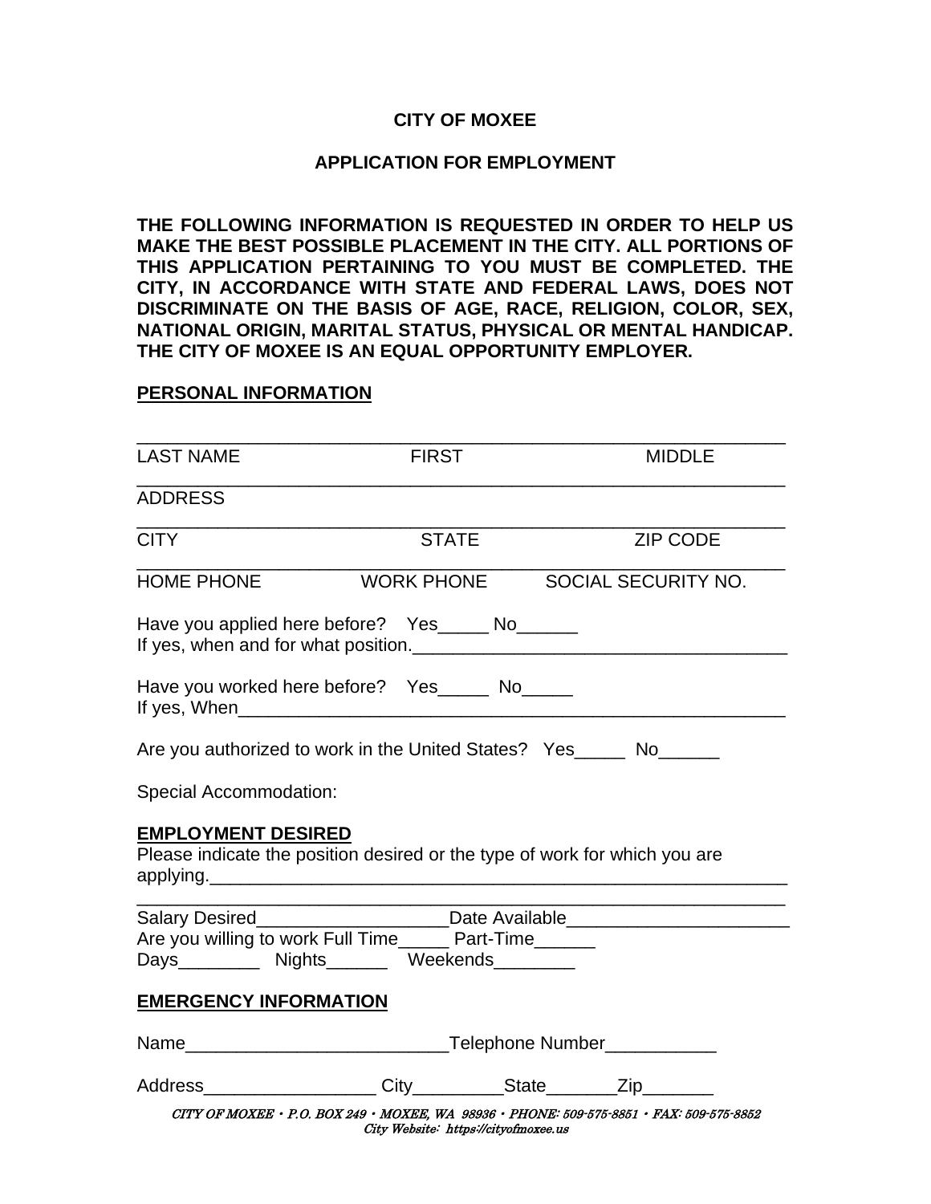**CITY OF MOXEE**

**APPLICATION FOR EMPLOYMENT**

**THE FOLLOWING INFORMATION IS REQUESTED IN ORDER TO HELP US MAKE THE BEST POSSIBLE PLACEMENT IN THE CITY. ALL PORTIONS OF THIS APPLICATION PERTAINING TO YOU MUST BE COMPLETED. THE CITY, IN ACCORDANCE WITH STATE AND FEDERAL LAWS, DOES NOT DISCRIMINATE ON THE BASIS OF AGE, RACE, RELIGION, COLOR, SEX, NATIONAL ORIGIN, MARITAL STATUS, PHYSICAL OR MENTAL HANDICAP. THE CITY OF MOXEE IS AN EQUAL OPPORTUNITY EMPLOYER.**

**PERSONAL INFORMATION**

_______________________________________________________________
LAST NAME FIRST MIDDLE

_______________________________________________________________
ADDRESS

_______________________________________________________________
CITY STATE ZIP CODE

_______________________________________________________________
HOME PHONE WORK PHONE SOCIAL SECURITY NO.

Have you applied here before? Yes_____ No______
If yes, when and for what position.______________________________________

Have you worked here before? Yes_____ No_____
If yes, When_________________________________________________________

Are you authorized to work in the United States? Yes_____ No______

Special Accommodation:

**EMPLOYMENT DESIRED**

Please indicate the position desired or the type of work for which you are applying.___________________________________________________________
_______________________________________________________________

Salary Desired___________________Date Available______________________
Are you willing to work Full Time_____ Part-Time______
Days________ Nights______ Weekends________

**EMERGENCY INFORMATION**

Name_________________________Telephone Number___________

Address_________________ City_________State_______Zip_______

*CITY OF MOXEE • P.O. BOX 249 • MOXEE, WA 98936 • PHONE: 509-575-8851 • FAX: 509-575-8852*
*City Website: https://cityofmoxee.us*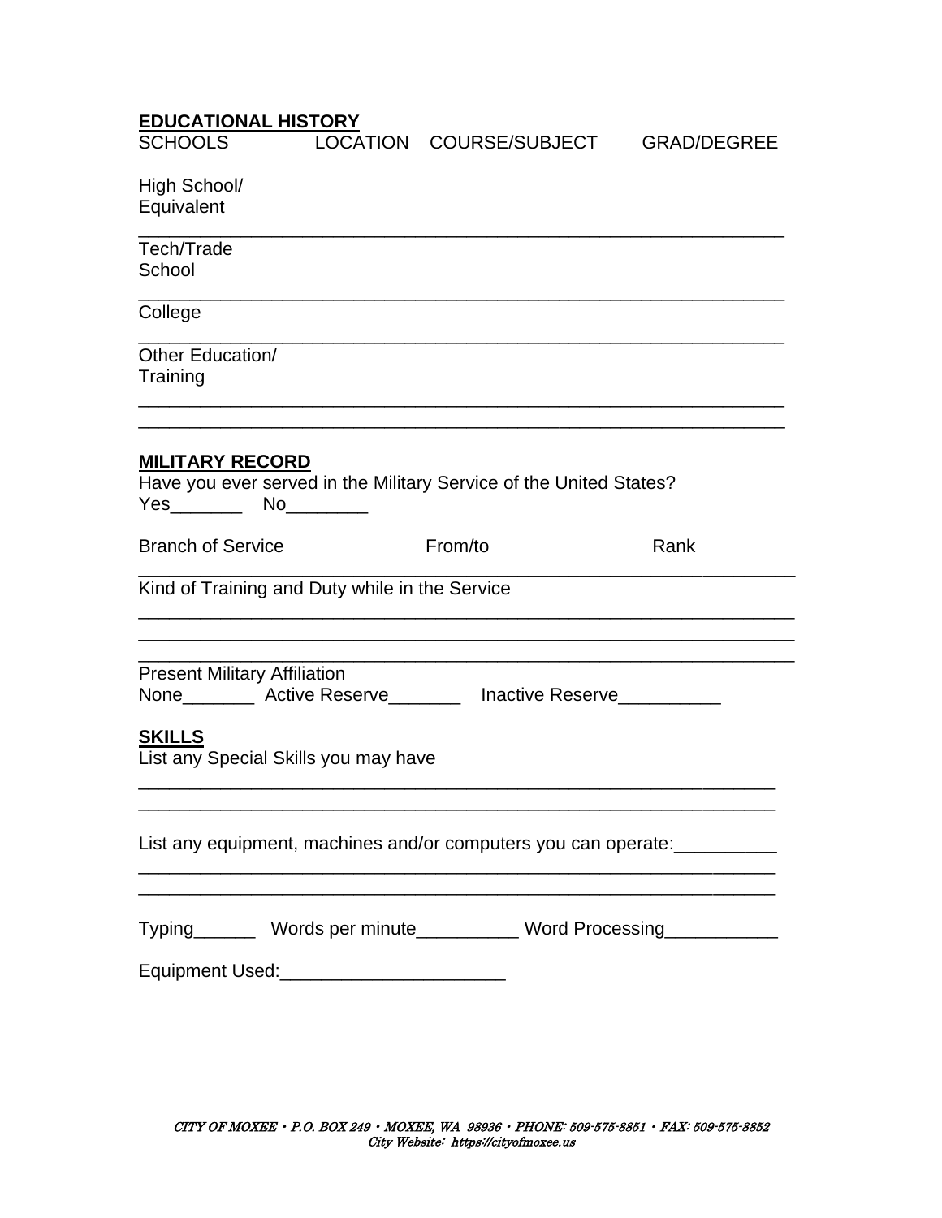**EDUCATIONAL HISTORY**

| SCHOOLS | LOCATION | COURSE/SUBJECT | GRAD/DEGREE |
|---|---|---|---|
| High School/ Equivalent | | | |
| Tech/Trade School | | | |
| College | | | |
| Other Education/ Training | | | |

**MILITARY RECORD**

Have you ever served in the Military Service of the United States?

Yes_______ No________

| Branch of Service | From/to | Rank |
|---|---|---|
| | | |

Kind of Training and Duty while in the Service

________________________________________________________________

________________________________________________________________

________________________________________________________________

Present Military Affiliation

None_______ Active Reserve_______ Inactive Reserve__________

**SKILLS**

List any Special Skills you may have

________________________________________________________________

________________________________________________________________

List any equipment, machines and/or computers you can operate:__________

________________________________________________________________

________________________________________________________________

Typing______ Words per minute__________ Word Processing___________

Equipment Used:______________________

*CITY OF MOXEE • P.O. BOX 249 • MOXEE, WA 98936 • PHONE: 509-575-8851 • FAX: 509-575-8852*
*City Website: https://cityofmoxee.us*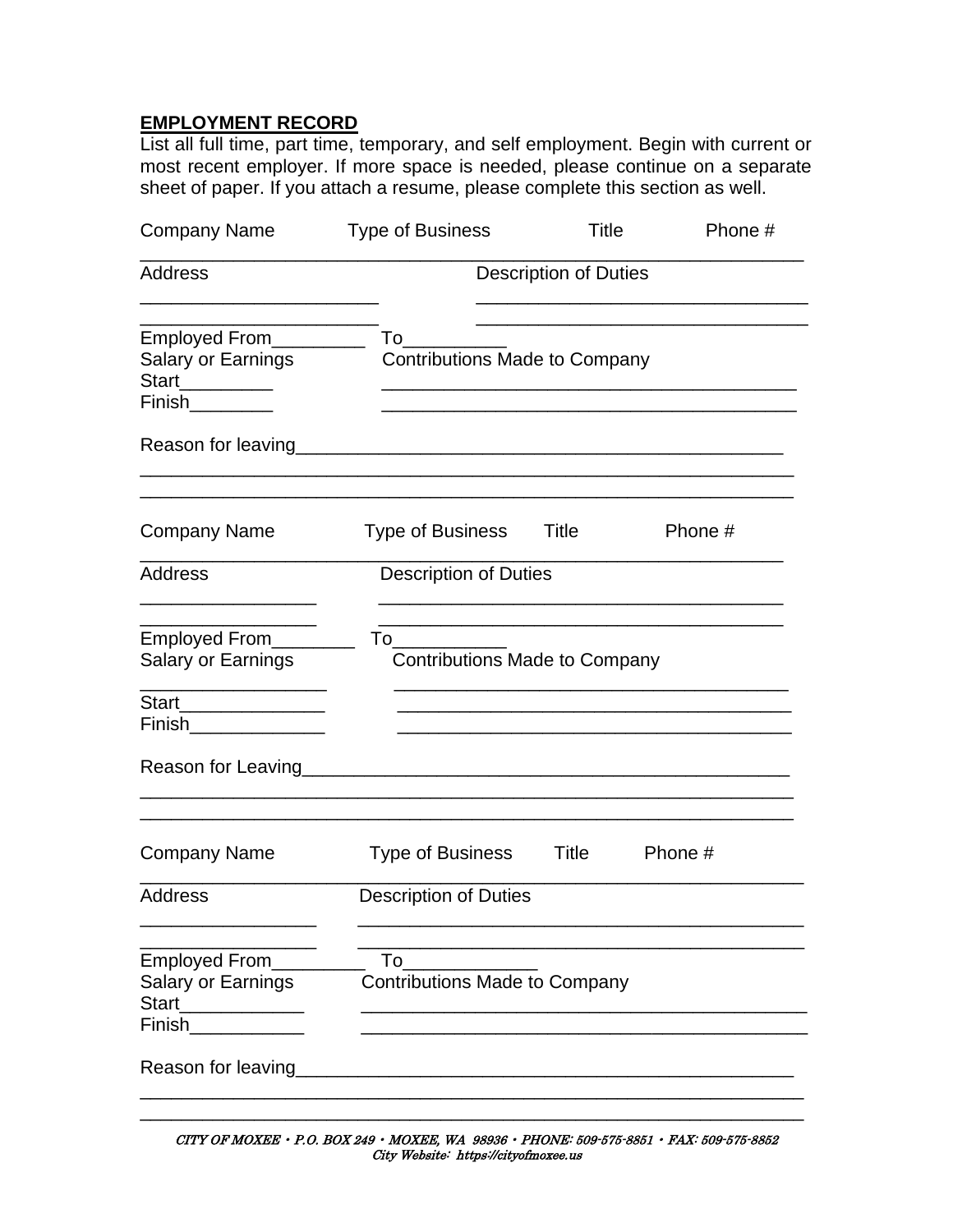**EMPLOYMENT RECORD**

List all full time, part time, temporary, and self employment. Begin with current or most recent employer. If more space is needed, please continue on a separate sheet of paper. If you attach a resume, please complete this section as well.

Company Name Type of Business Title Phone #

_______________________________________________________________

Address Description of Duties

_______________________ _________________________________

_______________________ _________________________________

Employed From_________ To__________

Salary or Earnings Contributions Made to Company

Start_________ ________________________________________

Finish________ ________________________________________

Reason for leaving_______________________________________________

________________________________________________________________

________________________________________________________________

Company Name Type of Business Title Phone #

_____________________________________________________________

Address Description of Duties

_________________ ________________________________________

_________________ ________________________________________

Employed From________ To___________

Salary or Earnings Contributions Made to Company

__________________ _______________________________________

Start______________ _______________________________________

Finish_____________ _______________________________________

Reason for Leaving_______________________________________________

________________________________________________________________

________________________________________________________________

Company Name Type of Business Title Phone #

_______________________________________________________________

Address Description of Duties

_________________ ____________________________________________

_________________ ____________________________________________

Employed From_________ To_____________

Salary or Earnings Contributions Made to Company

Start____________ ____________________________________________

Finish___________ ____________________________________________

Reason for leaving_______________________________________________

________________________________________________________________

________________________________________________________________

*CITY OF MOXEE • P.O. BOX 249 • MOXEE, WA 98936 • PHONE: 509-575-8851 • FAX: 509-575-8852*
*City Website: https://cityofmoxee.us*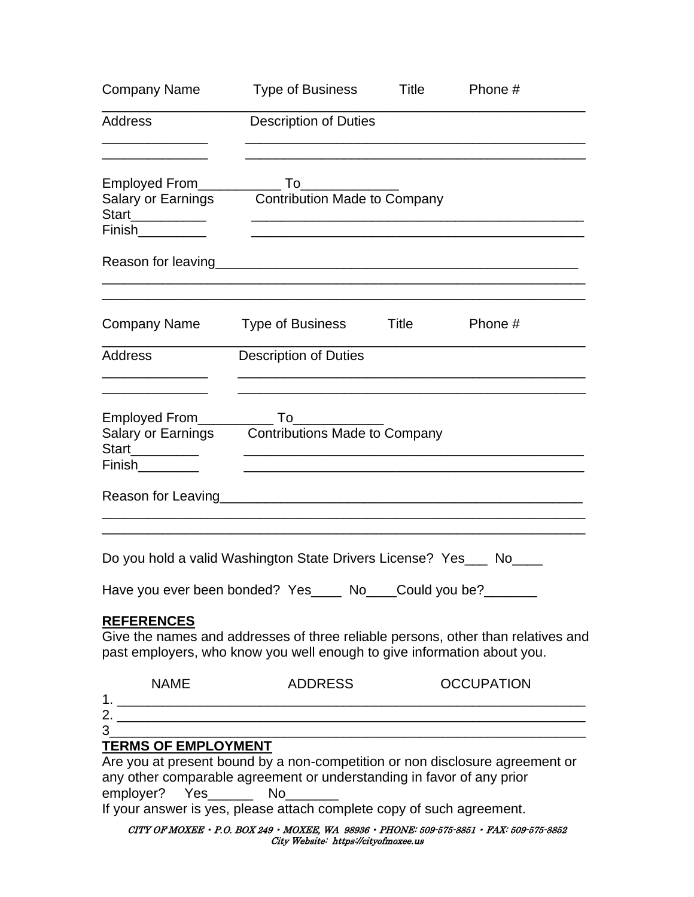Company Name Type of Business Title Phone #

_________________________________________________________________

Address Description of Duties

______________ ____________________________________________

______________ ____________________________________________

Employed From___________ To_____________

Salary or Earnings Contribution Made to Company

Start__________ ____________________________________________

Finish_________ ____________________________________________

Reason for leaving_________________________________________________

_________________________________________________________________

_________________________________________________________________

Company Name Type of Business Title Phone #

_________________________________________________________________

Address Description of Duties

______________ ____________________________________________

______________ ____________________________________________

Employed From__________ To____________

Salary or Earnings Contributions Made to Company

Start_________ ____________________________________________

Finish________ ____________________________________________

Reason for Leaving_________________________________________________

_________________________________________________________________

_________________________________________________________________

Do you hold a valid Washington State Drivers License? Yes___ No____

Have you ever been bonded? Yes____ No____Could you be?_______

**REFERENCES**

Give the names and addresses of three reliable persons, other than relatives and past employers, who know you well enough to give information about you.

NAME ADDRESS OCCUPATION

1. _______________________________________________________________

2. _______________________________________________________________

3________________________________________________________________

**TERMS OF EMPLOYMENT**

Are you at present bound by a non-competition or non disclosure agreement or any other comparable agreement or understanding in favor of any prior employer? Yes______ No_______

If your answer is yes, please attach complete copy of such agreement.

*CITY OF MOXEE • P.O. BOX 249 • MOXEE, WA 98936 • PHONE: 509-575-8851 • FAX: 509-575-8852*
*City Website: https://cityofmoxee.us*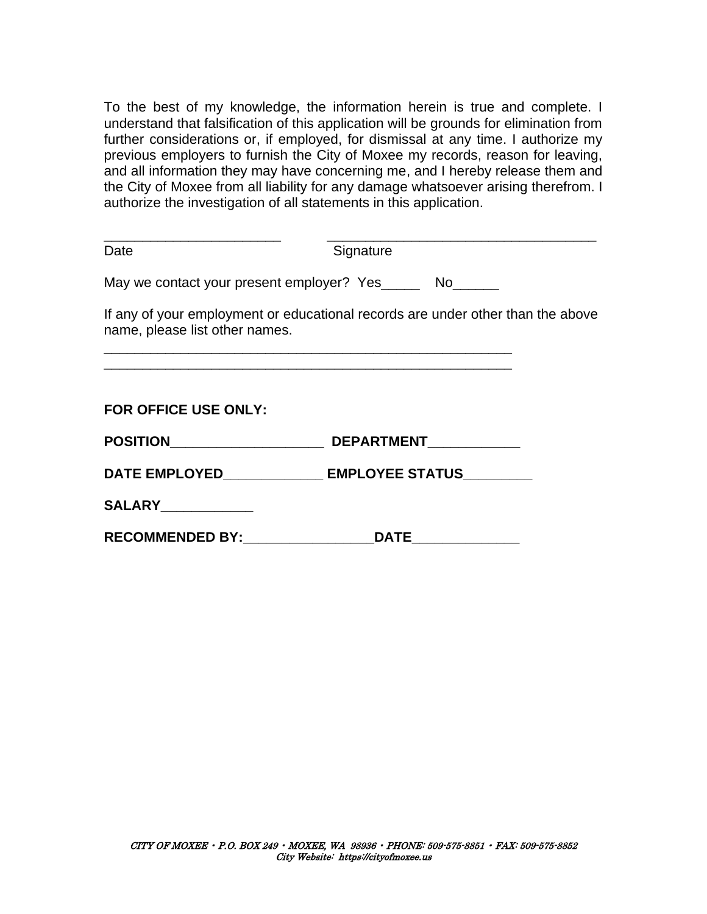To the best of my knowledge, the information herein is true and complete. I understand that falsification of this application will be grounds for elimination from further considerations or, if employed, for dismissal at any time. I authorize my previous employers to furnish the City of Moxee my records, reason for leaving, and all information they may have concerning me, and I hereby release them and the City of Moxee from all liability for any damage whatsoever arising therefrom. I authorize the investigation of all statements in this application.

_______________________          ___________________________________

Date                                          Signature

May we contact your present employer?  Yes_____    No______

If any of your employment or educational records are under other than the above name, please list other names.

_____________________________________________________

_____________________________________________________

**FOR OFFICE USE ONLY:**

**POSITION____________________ DEPARTMENT____________**

**DATE EMPLOYED_____________ EMPLOYEE STATUS_________**

**SALARY____________**

**RECOMMENDED BY:_________________DATE______________**